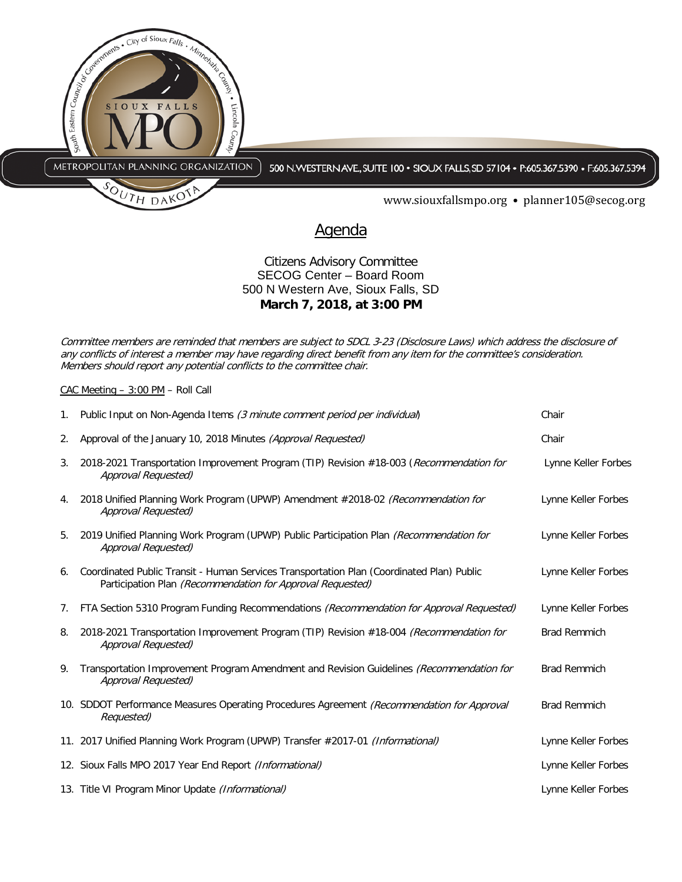METROPOLITAN PLANNING ORGANIZATION

500 N. WESTERN AVE., SUITE 100 • SIOUX FALLS, SD 57104 • P:605.367.5390 • F:605.367.5394

www.siouxfallsmpo.org • planner105@secog.org

# Agenda

Citizens Advisory Committee
SECOG Center – Board Room
500 N Western Ave, Sioux Falls, SD
**March 7, 2018, at 3:00 PM**

*Committee members are reminded that members are subject to SDCL 3-23 (Disclosure Laws) which address the disclosure of any conflicts of interest a member may have regarding direct benefit from any item for the committee's consideration. Members should report any potential conflicts to the committee chair.*

CAC Meeting – 3:00 PM – Roll Call

| # | Item | Presenter |
|---|---|---|
| 1. | Public Input on Non-Agenda Items *(3 minute comment period per individual)* | Chair |
| 2. | Approval of the January 10, 2018 Minutes *(Approval Requested)* | Chair |
| 3. | 2018-2021 Transportation Improvement Program (TIP) Revision #18-003 (*Recommendation for Approval Requested)* | Lynne Keller Forbes |
| 4. | 2018 Unified Planning Work Program (UPWP) Amendment #2018-02 *(Recommendation for Approval Requested)* | Lynne Keller Forbes |
| 5. | 2019 Unified Planning Work Program (UPWP) Public Participation Plan *(Recommendation for Approval Requested)* | Lynne Keller Forbes |
| 6. | Coordinated Public Transit - Human Services Transportation Plan (Coordinated Plan) Public Participation Plan *(Recommendation for Approval Requested)* | Lynne Keller Forbes |
| 7. | FTA Section 5310 Program Funding Recommendations *(Recommendation for Approval Requested)* | Lynne Keller Forbes |
| 8. | 2018-2021 Transportation Improvement Program (TIP) Revision #18-004 *(Recommendation for Approval Requested)* | Brad Remmich |
| 9. | Transportation Improvement Program Amendment and Revision Guidelines *(Recommendation for Approval Requested)* | Brad Remmich |
| 10. | SDDOT Performance Measures Operating Procedures Agreement *(Recommendation for Approval Requested)* | Brad Remmich |
| 11. | 2017 Unified Planning Work Program (UPWP) Transfer #2017-01 *(Informational)* | Lynne Keller Forbes |
| 12. | Sioux Falls MPO 2017 Year End Report *(Informational)* | Lynne Keller Forbes |
| 13. | Title VI Program Minor Update *(Informational)* | Lynne Keller Forbes |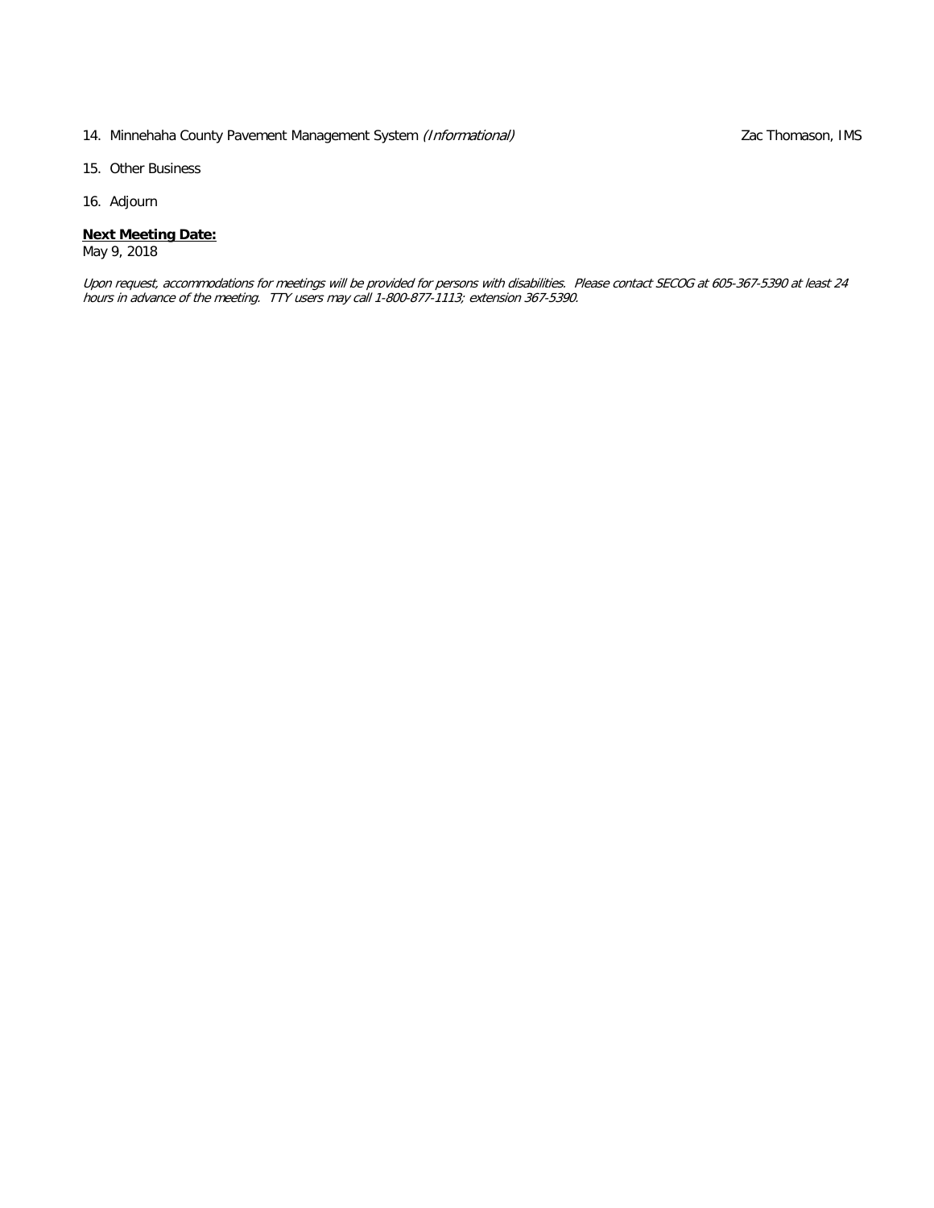14. Minnehaha County Pavement Management System *(Informational)* Zac Thomason, IMS

15. Other Business

16. Adjourn

**Next Meeting Date:**
May 9, 2018

*Upon request, accommodations for meetings will be provided for persons with disabilities. Please contact SECOG at 605-367-5390 at least 24 hours in advance of the meeting. TTY users may call 1-800-877-1113; extension 367-5390.*